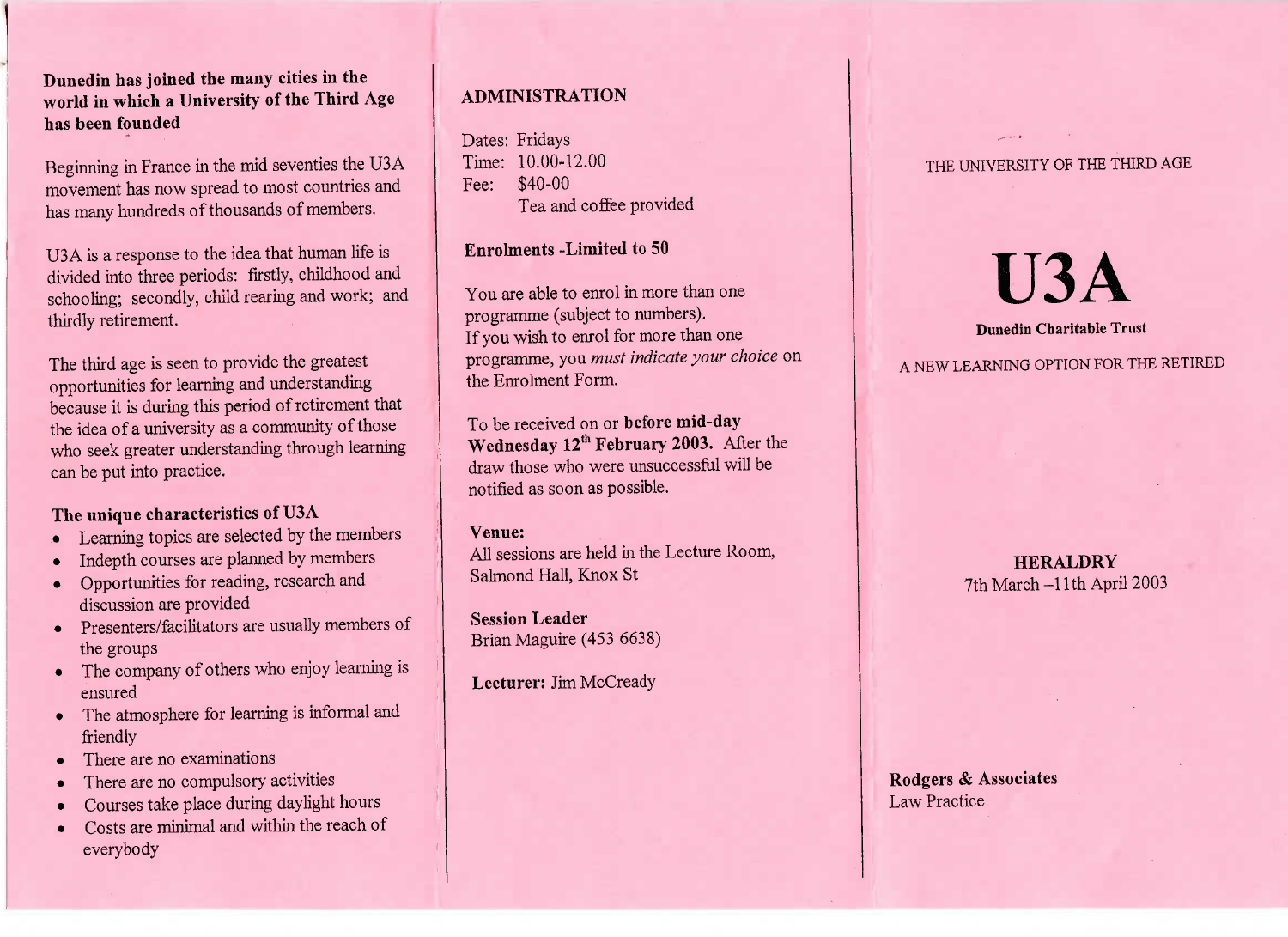**Dunedin has joined the many cities in the world in which a University of the Third Age has been founded**

Beginning in France in the mid seventies the U3A movement has now spread to most countries and has many hundreds of thousands of members.

U3A is a response to the idea that human life is divided into three periods: firstly, childhood and schooling; secondly, child rearing and work; and thirdly retirement.

The third age is seen to provide the greatest opportunities for learning and understanding because it is during this period of retirement that the idea of a university as a community of those who seek greater understanding through learning can be put into practice.

**The unique characteristics of U3A**

- Learning topics are selected by the members
- Indepth courses are planned by members
- Opportunities for reading, research and discussion are provided
- Presenters/facilitators are usually members of the groups
- The company of others who enjoy learning is ensured
- The atmosphere for learning is informal and friendly
- There are no examinations
- There are no compulsory activities
- Courses take place during daylight hours
- Costs are minimal and within the reach of everybody

## ADMINISTRATION

Dates: Fridays
Time: 10.00-12.00
Fee: $40-00
Tea and coffee provided

**Enrolments -Limited to 50**

You are able to enrol in more than one programme (subject to numbers).
If you wish to enrol for more than one programme, you *must indicate your choice* on the Enrolment Form.

To be received on or **before mid-day Wednesday 12th February 2003.** After the draw those who were unsuccessful will be notified as soon as possible.

**Venue:**
All sessions are held in the Lecture Room, Salmond Hall, Knox St

**Session Leader**
Brian Maguire (453 6638)

**Lecturer:** Jim McCready

THE UNIVERSITY OF THE THIRD AGE

# U3A

**Dunedin Charitable Trust**

A NEW LEARNING OPTION FOR THE RETIRED

**HERALDRY**
7th March –11th April 2003

**Rodgers & Associates**
Law Practice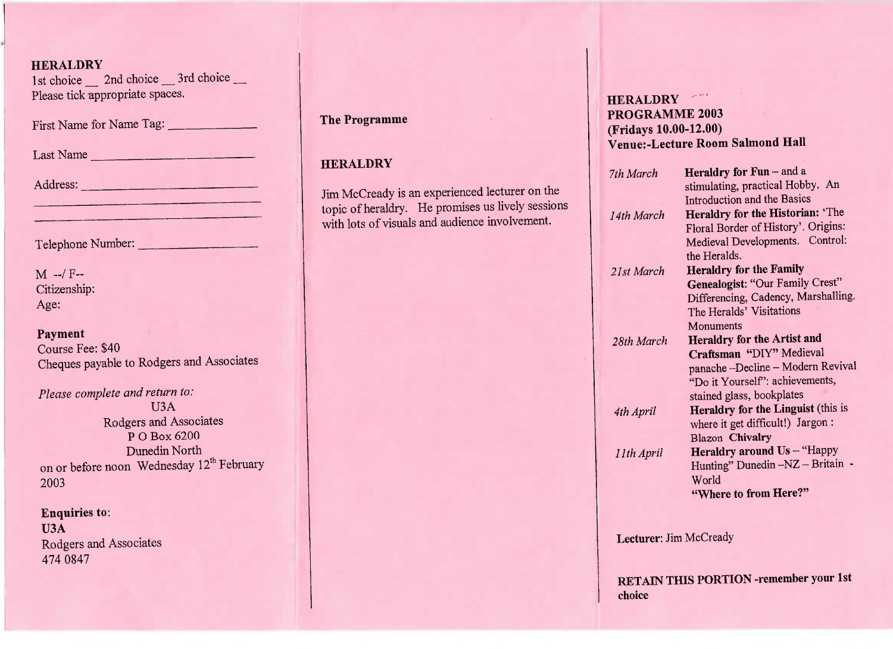## HERALDRY

1st choice __ 2nd choice __ 3rd choice __
Please tick appropriate spaces.

First Name for Name Tag: ____________

Last Name ________________________

Address: _________________________

_________________________________

_________________________________

Telephone Number: ________________

M --/ F--
Citizenship:
Age:

**Payment**
Course Fee: $40
Cheques payable to Rodgers and Associates

*Please complete and return to:*
U3A
Rodgers and Associates
P O Box 6200
Dunedin North
on or before noon Wednesday 12th February 2003

**Enquiries to**:
**U3A**
Rodgers and Associates
474 0847

## The Programme

## HERALDRY

Jim McCready is an experienced lecturer on the topic of heraldry. He promises us lively sessions with lots of visuals and audience involvement.

## HERALDRY PROGRAMME 2003
**(Fridays 10.00-12.00)**
**Venue:-Lecture Room Salmond Hall**

| | |
|---|---|
| *7th March* | **Heraldry for Fun** – and a stimulating, practical Hobby. An Introduction and the Basics |
| *14th March* | **Heraldry for the Historian:** 'The Floral Border of History'. Origins: Medieval Developments. Control: the Heralds. |
| *21st March* | **Heraldry for the Family Genealogist:** "Our Family Crest" Differencing, Cadency, Marshalling. The Heralds' Visitations Monuments |
| *28th March* | **Heraldry for the Artist and Craftsman** "DIY" Medieval panache –Decline – Modern Revival "Do it Yourself": achievements, stained glass, bookplates |
| *4th April* | **Heraldry for the Linguist** (this is where it get difficult!) Jargon : Blazon **Chivalry** |
| *11th April* | **Heraldry around Us** – "Happy Hunting" Dunedin –NZ – Britain - World **"Where to from Here?"** |

**Lecturer:** Jim McCready

**RETAIN THIS PORTION -remember your 1st choice**